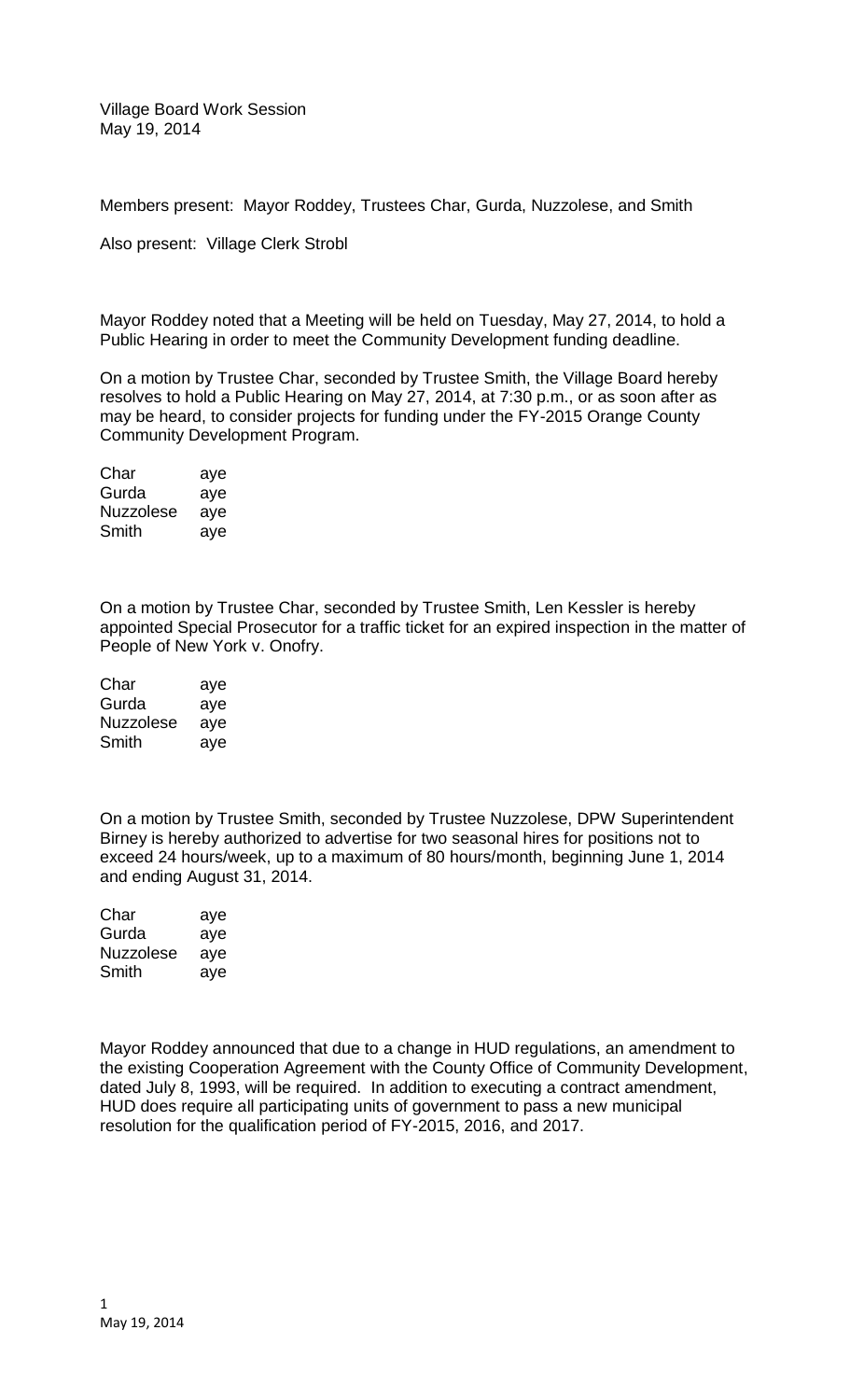Village Board Work Session
May 19, 2014

Members present: Mayor Roddey, Trustees Char, Gurda, Nuzzolese, and Smith

Also present: Village Clerk Strobl

Mayor Roddey noted that a Meeting will be held on Tuesday, May 27, 2014, to hold a Public Hearing in order to meet the Community Development funding deadline.

On a motion by Trustee Char, seconded by Trustee Smith, the Village Board hereby resolves to hold a Public Hearing on May 27, 2014, at 7:30 p.m., or as soon after as may be heard, to consider projects for funding under the FY-2015 Orange County Community Development Program.

| | |
|---|---|
| Char | aye |
| Gurda | aye |
| Nuzzolese | aye |
| Smith | aye |

On a motion by Trustee Char, seconded by Trustee Smith, Len Kessler is hereby appointed Special Prosecutor for a traffic ticket for an expired inspection in the matter of People of New York v. Onofry.

| | |
|---|---|
| Char | aye |
| Gurda | aye |
| Nuzzolese | aye |
| Smith | aye |

On a motion by Trustee Smith, seconded by Trustee Nuzzolese, DPW Superintendent Birney is hereby authorized to advertise for two seasonal hires for positions not to exceed 24 hours/week, up to a maximum of 80 hours/month, beginning June 1, 2014 and ending August 31, 2014.

| | |
|---|---|
| Char | aye |
| Gurda | aye |
| Nuzzolese | aye |
| Smith | aye |

Mayor Roddey announced that due to a change in HUD regulations, an amendment to the existing Cooperation Agreement with the County Office of Community Development, dated July 8, 1993, will be required. In addition to executing a contract amendment, HUD does require all participating units of government to pass a new municipal resolution for the qualification period of FY-2015, 2016, and 2017.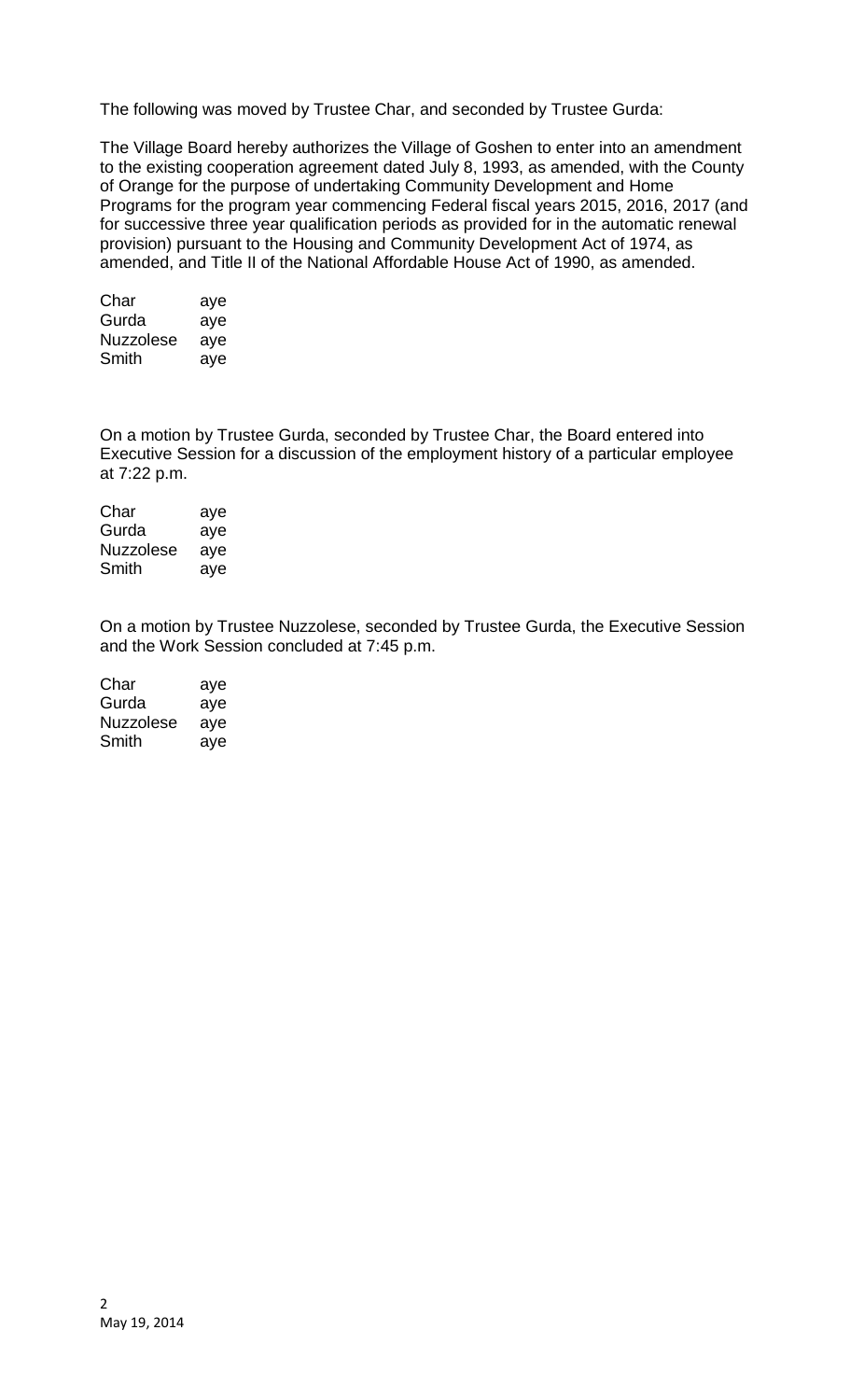The following was moved by Trustee Char, and seconded by Trustee Gurda:

The Village Board hereby authorizes the Village of Goshen to enter into an amendment to the existing cooperation agreement dated July 8, 1993, as amended, with the County of Orange for the purpose of undertaking Community Development and Home Programs for the program year commencing Federal fiscal years 2015, 2016, 2017 (and for successive three year qualification periods as provided for in the automatic renewal provision) pursuant to the Housing and Community Development Act of 1974, as amended, and Title II of the National Affordable House Act of 1990, as amended.

| | |
|---|---|
| Char | aye |
| Gurda | aye |
| Nuzzolese | aye |
| Smith | aye |

On a motion by Trustee Gurda, seconded by Trustee Char, the Board entered into Executive Session for a discussion of the employment history of a particular employee at 7:22 p.m.

| | |
|---|---|
| Char | aye |
| Gurda | aye |
| Nuzzolese | aye |
| Smith | aye |

On a motion by Trustee Nuzzolese, seconded by Trustee Gurda, the Executive Session and the Work Session concluded at 7:45 p.m.

| | |
|---|---|
| Char | aye |
| Gurda | aye |
| Nuzzolese | aye |
| Smith | aye |

May 19, 2014